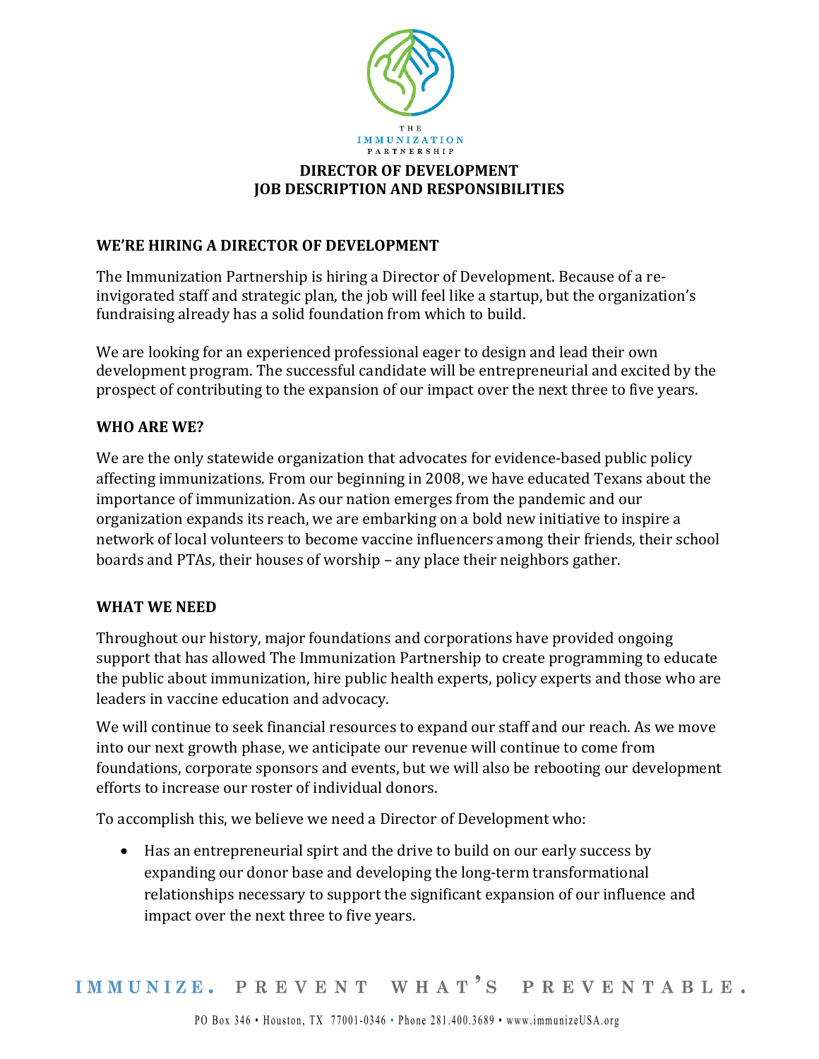# DIRECTOR OF DEVELOPMENT
# JOB DESCRIPTION AND RESPONSIBILITIES

## WE'RE HIRING A DIRECTOR OF DEVELOPMENT

The Immunization Partnership is hiring a Director of Development. Because of a re-invigorated staff and strategic plan, the job will feel like a startup, but the organization's fundraising already has a solid foundation from which to build.

We are looking for an experienced professional eager to design and lead their own development program. The successful candidate will be entrepreneurial and excited by the prospect of contributing to the expansion of our impact over the next three to five years.

## WHO ARE WE?

We are the only statewide organization that advocates for evidence-based public policy affecting immunizations. From our beginning in 2008, we have educated Texans about the importance of immunization. As our nation emerges from the pandemic and our organization expands its reach, we are embarking on a bold new initiative to inspire a network of local volunteers to become vaccine influencers among their friends, their school boards and PTAs, their houses of worship – any place their neighbors gather.

## WHAT WE NEED

Throughout our history, major foundations and corporations have provided ongoing support that has allowed The Immunization Partnership to create programming to educate the public about immunization, hire public health experts, policy experts and those who are leaders in vaccine education and advocacy.

We will continue to seek financial resources to expand our staff and our reach. As we move into our next growth phase, we anticipate our revenue will continue to come from foundations, corporate sponsors and events, but we will also be rebooting our development efforts to increase our roster of individual donors.

To accomplish this, we believe we need a Director of Development who:

- Has an entrepreneurial spirt and the drive to build on our early success by expanding our donor base and developing the long-term transformational relationships necessary to support the significant expansion of our influence and impact over the next three to five years.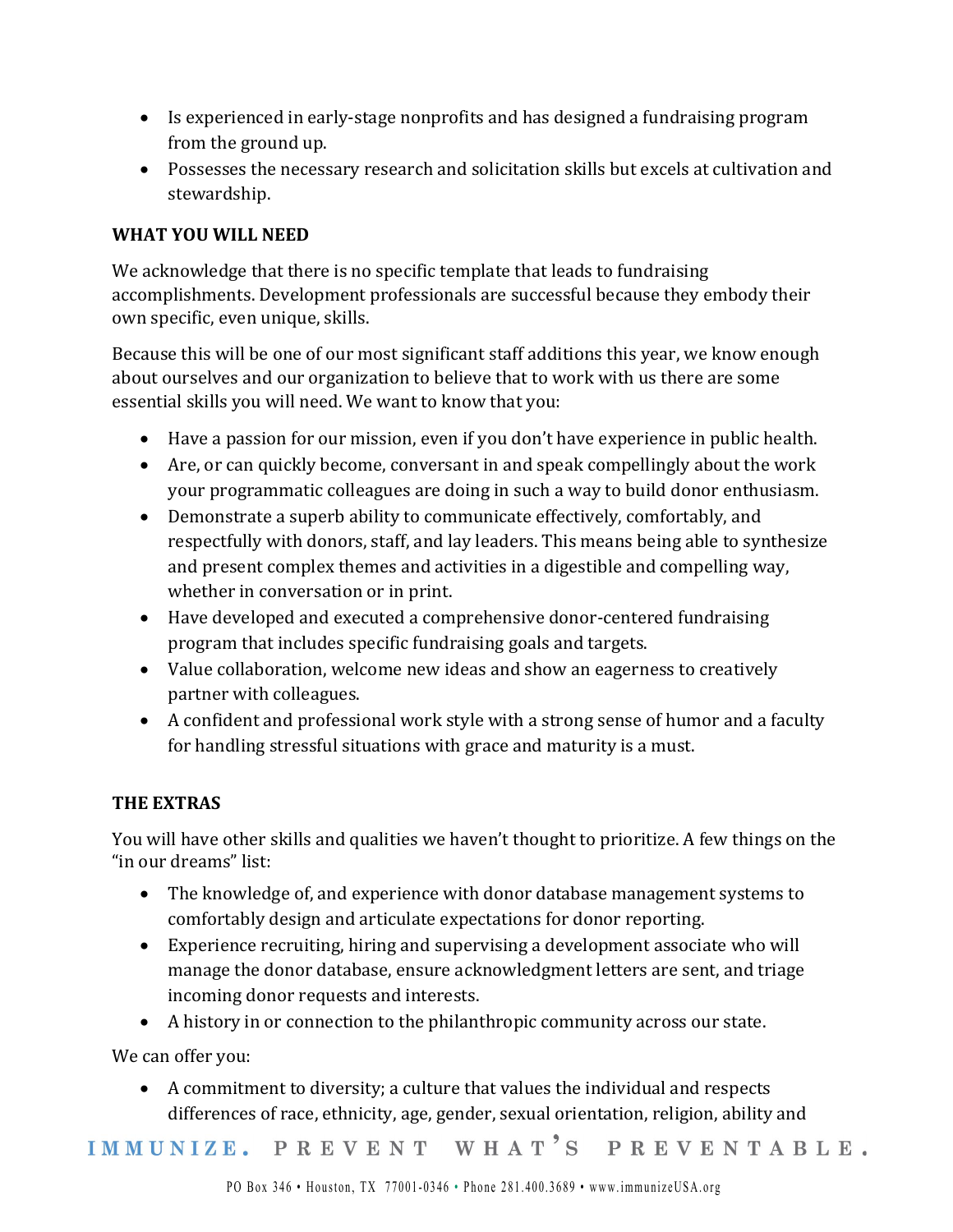- Is experienced in early-stage nonprofits and has designed a fundraising program from the ground up.
- Possesses the necessary research and solicitation skills but excels at cultivation and stewardship.

**WHAT YOU WILL NEED**

We acknowledge that there is no specific template that leads to fundraising accomplishments. Development professionals are successful because they embody their own specific, even unique, skills.

Because this will be one of our most significant staff additions this year, we know enough about ourselves and our organization to believe that to work with us there are some essential skills you will need. We want to know that you:

- Have a passion for our mission, even if you don't have experience in public health.
- Are, or can quickly become, conversant in and speak compellingly about the work your programmatic colleagues are doing in such a way to build donor enthusiasm.
- Demonstrate a superb ability to communicate effectively, comfortably, and respectfully with donors, staff, and lay leaders. This means being able to synthesize and present complex themes and activities in a digestible and compelling way, whether in conversation or in print.
- Have developed and executed a comprehensive donor-centered fundraising program that includes specific fundraising goals and targets.
- Value collaboration, welcome new ideas and show an eagerness to creatively partner with colleagues.
- A confident and professional work style with a strong sense of humor and a faculty for handling stressful situations with grace and maturity is a must.

**THE EXTRAS**

You will have other skills and qualities we haven't thought to prioritize. A few things on the "in our dreams" list:

- The knowledge of, and experience with donor database management systems to comfortably design and articulate expectations for donor reporting.
- Experience recruiting, hiring and supervising a development associate who will manage the donor database, ensure acknowledgment letters are sent, and triage incoming donor requests and interests.
- A history in or connection to the philanthropic community across our state.

We can offer you:

- A commitment to diversity; a culture that values the individual and respects differences of race, ethnicity, age, gender, sexual orientation, religion, ability and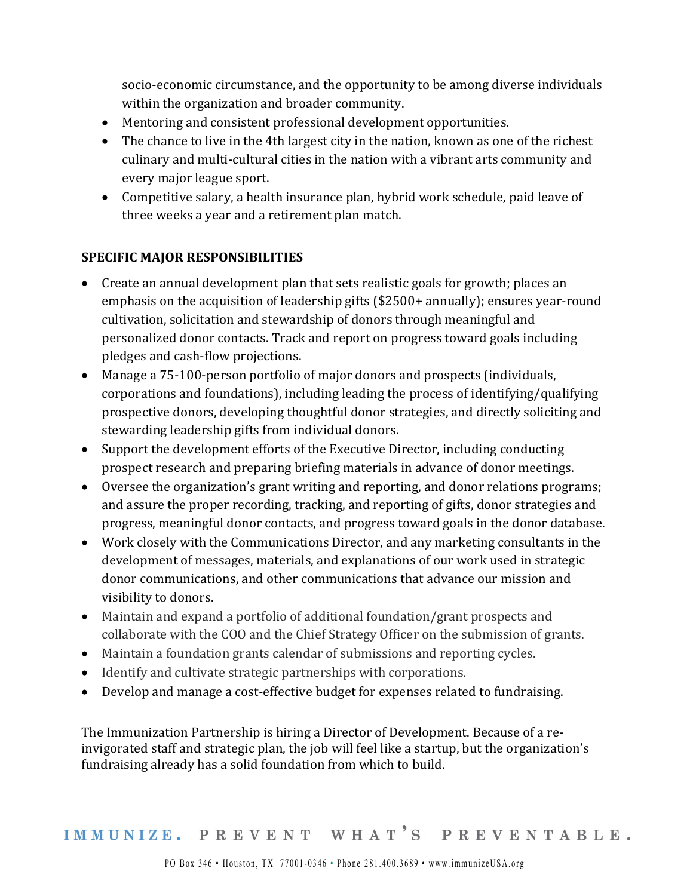socio-economic circumstance, and the opportunity to be among diverse individuals within the organization and broader community.

- Mentoring and consistent professional development opportunities.
- The chance to live in the 4th largest city in the nation, known as one of the richest culinary and multi-cultural cities in the nation with a vibrant arts community and every major league sport.
- Competitive salary, a health insurance plan, hybrid work schedule, paid leave of three weeks a year and a retirement plan match.

**SPECIFIC MAJOR RESPONSIBILITIES**

- Create an annual development plan that sets realistic goals for growth; places an emphasis on the acquisition of leadership gifts ($2500+ annually); ensures year-round cultivation, solicitation and stewardship of donors through meaningful and personalized donor contacts. Track and report on progress toward goals including pledges and cash-flow projections.
- Manage a 75-100-person portfolio of major donors and prospects (individuals, corporations and foundations), including leading the process of identifying/qualifying prospective donors, developing thoughtful donor strategies, and directly soliciting and stewarding leadership gifts from individual donors.
- Support the development efforts of the Executive Director, including conducting prospect research and preparing briefing materials in advance of donor meetings.
- Oversee the organization's grant writing and reporting, and donor relations programs; and assure the proper recording, tracking, and reporting of gifts, donor strategies and progress, meaningful donor contacts, and progress toward goals in the donor database.
- Work closely with the Communications Director, and any marketing consultants in the development of messages, materials, and explanations of our work used in strategic donor communications, and other communications that advance our mission and visibility to donors.
- Maintain and expand a portfolio of additional foundation/grant prospects and collaborate with the COO and the Chief Strategy Officer on the submission of grants.
- Maintain a foundation grants calendar of submissions and reporting cycles.
- Identify and cultivate strategic partnerships with corporations.
- Develop and manage a cost-effective budget for expenses related to fundraising.

The Immunization Partnership is hiring a Director of Development. Because of a re-invigorated staff and strategic plan, the job will feel like a startup, but the organization's fundraising already has a solid foundation from which to build.

IMMUNIZE. PREVENT WHAT'S PREVENTABLE.

PO Box 346 • Houston, TX 77001-0346 • Phone 281.400.3689 • www.immunizeUSA.org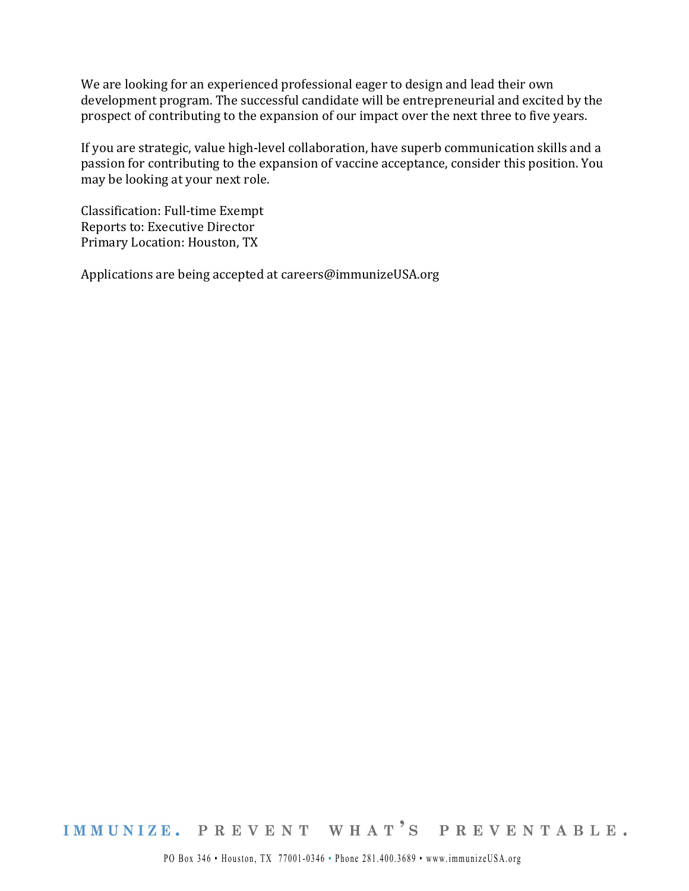We are looking for an experienced professional eager to design and lead their own development program. The successful candidate will be entrepreneurial and excited by the prospect of contributing to the expansion of our impact over the next three to five years.

If you are strategic, value high-level collaboration, have superb communication skills and a passion for contributing to the expansion of vaccine acceptance, consider this position. You may be looking at your next role.

Classification: Full-time Exempt
Reports to: Executive Director
Primary Location: Houston, TX

Applications are being accepted at careers@immunizeUSA.org